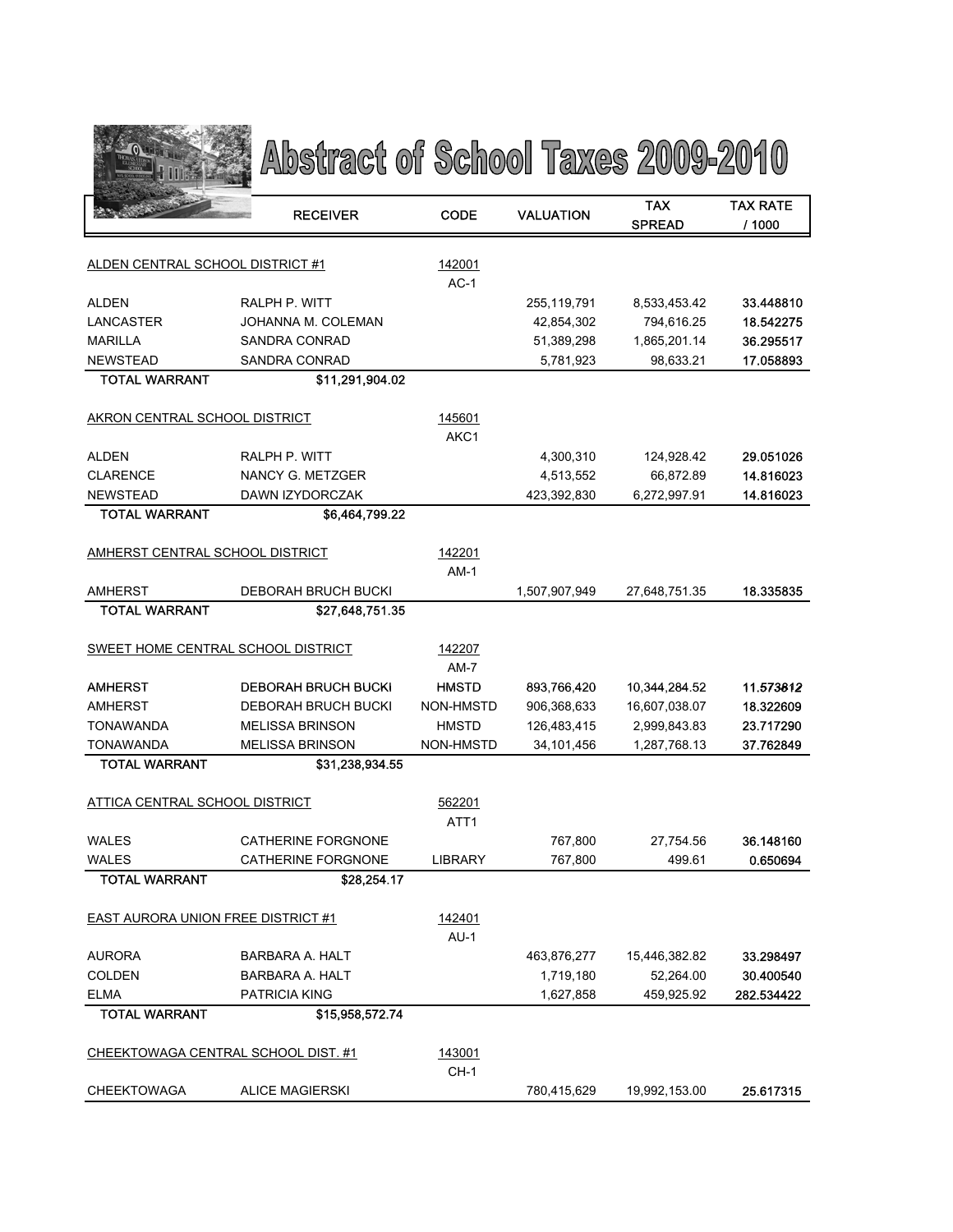# Abstract of School Taxes 2009-2010

| | RECEIVER | CODE | VALUATION | TAX SPREAD | TAX RATE / 1000 |
|---|---|---|---|---|---|
| ALDEN CENTRAL SCHOOL DISTRICT #1 | | 142001 | | | |
| | | AC-1 | | | |
| ALDEN | RALPH P. WITT | | 255,119,791 | 8,533,453.42 | 33.448810 |
| LANCASTER | JOHANNA M. COLEMAN | | 42,854,302 | 794,616.25 | 18.542275 |
| MARILLA | SANDRA CONRAD | | 51,389,298 | 1,865,201.14 | 36.295517 |
| NEWSTEAD | SANDRA CONRAD | | 5,781,923 | 98,633.21 | 17.058893 |
| **TOTAL WARRANT** | **$11,291,904.02** | | | | |
| AKRON CENTRAL SCHOOL DISTRICT | | 145601 | | | |
| | | AKC1 | | | |
| ALDEN | RALPH P. WITT | | 4,300,310 | 124,928.42 | 29.051026 |
| CLARENCE | NANCY G. METZGER | | 4,513,552 | 66,872.89 | 14.816023 |
| NEWSTEAD | DAWN IZYDORCZAK | | 423,392,830 | 6,272,997.91 | 14.816023 |
| **TOTAL WARRANT** | **$6,464,799.22** | | | | |
| AMHERST CENTRAL SCHOOL DISTRICT | | 142201 | | | |
| | | AM-1 | | | |
| AMHERST | DEBORAH BRUCH BUCKI | | 1,507,907,949 | 27,648,751.35 | 18.335835 |
| **TOTAL WARRANT** | **$27,648,751.35** | | | | |
| SWEET HOME CENTRAL SCHOOL DISTRICT | | 142207 | | | |
| | | AM-7 | | | |
| AMHERST | DEBORAH BRUCH BUCKI | HMSTD | 893,766,420 | 10,344,284.52 | 11.573812 |
| AMHERST | DEBORAH BRUCH BUCKI | NON-HMSTD | 906,368,633 | 16,607,038.07 | 18.322609 |
| TONAWANDA | MELISSA BRINSON | HMSTD | 126,483,415 | 2,999,843.83 | 23.717290 |
| TONAWANDA | MELISSA BRINSON | NON-HMSTD | 34,101,456 | 1,287,768.13 | 37.762849 |
| **TOTAL WARRANT** | **$31,238,934.55** | | | | |
| ATTICA CENTRAL SCHOOL DISTRICT | | 562201 | | | |
| | | ATT1 | | | |
| WALES | CATHERINE FORGNONE | | 767,800 | 27,754.56 | 36.148160 |
| WALES | CATHERINE FORGNONE | LIBRARY | 767,800 | 499.61 | 0.650694 |
| **TOTAL WARRANT** | **$28,254.17** | | | | |
| EAST AURORA UNION FREE DISTRICT #1 | | 142401 | | | |
| | | AU-1 | | | |
| AURORA | BARBARA A. HALT | | 463,876,277 | 15,446,382.82 | 33.298497 |
| COLDEN | BARBARA A. HALT | | 1,719,180 | 52,264.00 | 30.400540 |
| ELMA | PATRICIA KING | | 1,627,858 | 459,925.92 | 282.534422 |
| **TOTAL WARRANT** | **$15,958,572.74** | | | | |
| CHEEKTOWAGA CENTRAL SCHOOL DIST. #1 | | 143001 | | | |
| | | CH-1 | | | |
| CHEEKTOWAGA | ALICE MAGIERSKI | | 780,415,629 | 19,992,153.00 | 25.617315 |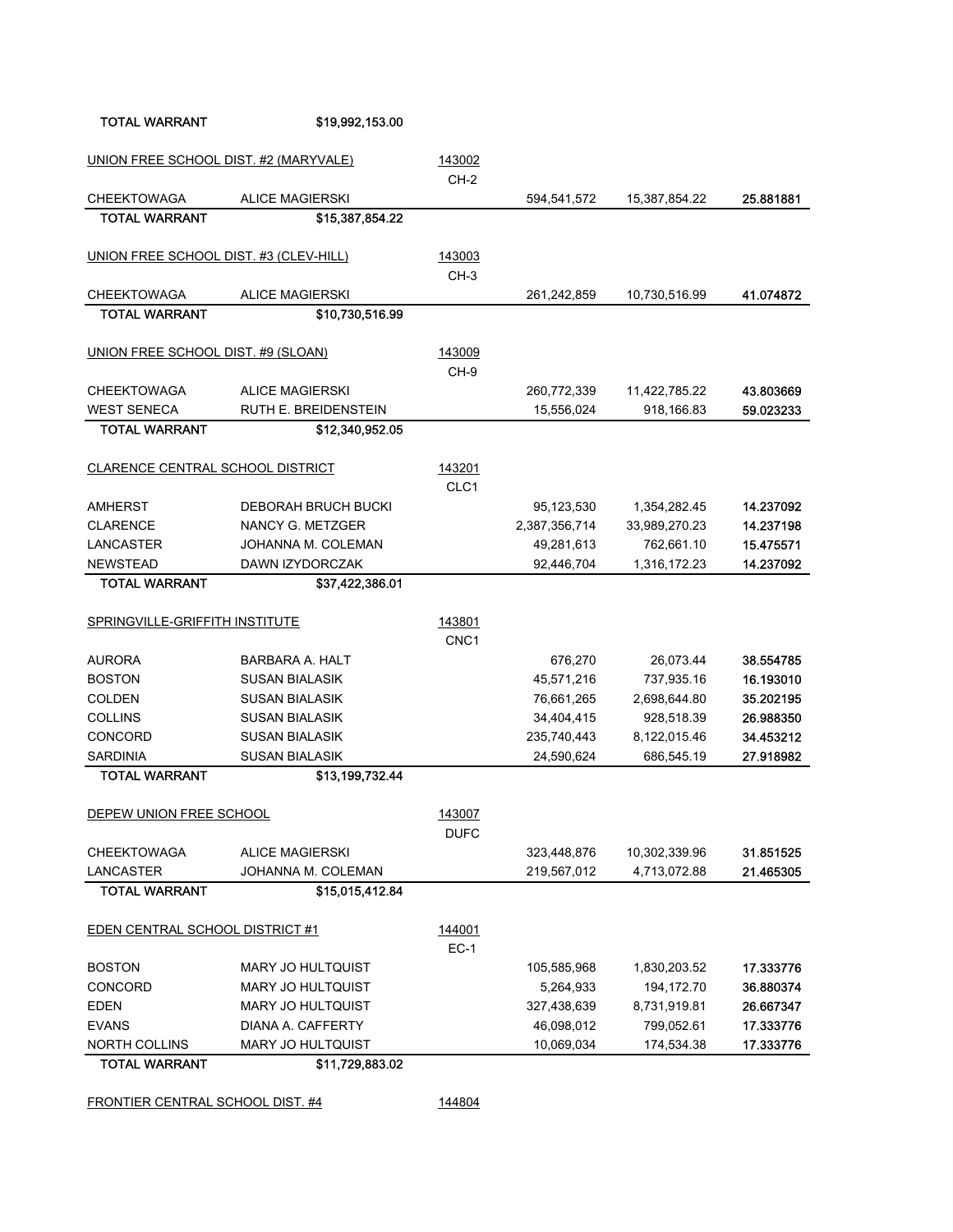| TOTAL WARRANT | $19,992,153.00 | | | | |
|---|---|---|---|---|---|

| UNION FREE SCHOOL DIST. #2 (MARYVALE) | | 143002 CH-2 | | | |
|---|---|---|---|---|---|
| CHEEKTOWAGA | ALICE MAGIERSKI | | 594,541,572 | 15,387,854.22 | 25.881881 |
| **TOTAL WARRANT** | **$15,387,854.22** | | | | |

| UNION FREE SCHOOL DIST. #3 (CLEV-HILL) | | 143003 CH-3 | | | |
|---|---|---|---|---|---|
| CHEEKTOWAGA | ALICE MAGIERSKI | | 261,242,859 | 10,730,516.99 | 41.074872 |
| **TOTAL WARRANT** | **$10,730,516.99** | | | | |

| UNION FREE SCHOOL DIST. #9 (SLOAN) | | 143009 CH-9 | | | |
|---|---|---|---|---|---|
| CHEEKTOWAGA | ALICE MAGIERSKI | | 260,772,339 | 11,422,785.22 | 43.803669 |
| WEST SENECA | RUTH E. BREIDENSTEIN | | 15,556,024 | 918,166.83 | 59.023233 |
| **TOTAL WARRANT** | **$12,340,952.05** | | | | |

| CLARENCE CENTRAL SCHOOL DISTRICT | | 143201 CLC1 | | | |
|---|---|---|---|---|---|
| AMHERST | DEBORAH BRUCH BUCKI | | 95,123,530 | 1,354,282.45 | 14.237092 |
| CLARENCE | NANCY G. METZGER | | 2,387,356,714 | 33,989,270.23 | 14.237198 |
| LANCASTER | JOHANNA M. COLEMAN | | 49,281,613 | 762,661.10 | 15.475571 |
| NEWSTEAD | DAWN IZYDORCZAK | | 92,446,704 | 1,316,172.23 | 14.237092 |
| **TOTAL WARRANT** | **$37,422,386.01** | | | | |

| SPRINGVILLE-GRIFFITH INSTITUTE | | 143801 CNC1 | | | |
|---|---|---|---|---|---|
| AURORA | BARBARA A. HALT | | 676,270 | 26,073.44 | 38.554785 |
| BOSTON | SUSAN BIALASIK | | 45,571,216 | 737,935.16 | 16.193010 |
| COLDEN | SUSAN BIALASIK | | 76,661,265 | 2,698,644.80 | 35.202195 |
| COLLINS | SUSAN BIALASIK | | 34,404,415 | 928,518.39 | 26.988350 |
| CONCORD | SUSAN BIALASIK | | 235,740,443 | 8,122,015.46 | 34.453212 |
| SARDINIA | SUSAN BIALASIK | | 24,590,624 | 686,545.19 | 27.918982 |
| **TOTAL WARRANT** | **$13,199,732.44** | | | | |

| DEPEW UNION FREE SCHOOL | | 143007 DUFC | | | |
|---|---|---|---|---|---|
| CHEEKTOWAGA | ALICE MAGIERSKI | | 323,448,876 | 10,302,339.96 | 31.851525 |
| LANCASTER | JOHANNA M. COLEMAN | | 219,567,012 | 4,713,072.88 | 21.465305 |
| **TOTAL WARRANT** | **$15,015,412.84** | | | | |

| EDEN CENTRAL SCHOOL DISTRICT #1 | | 144001 EC-1 | | | |
|---|---|---|---|---|---|
| BOSTON | MARY JO HULTQUIST | | 105,585,968 | 1,830,203.52 | 17.333776 |
| CONCORD | MARY JO HULTQUIST | | 5,264,933 | 194,172.70 | 36.880374 |
| EDEN | MARY JO HULTQUIST | | 327,438,639 | 8,731,919.81 | 26.667347 |
| EVANS | DIANA A. CAFFERTY | | 46,098,012 | 799,052.61 | 17.333776 |
| NORTH COLLINS | MARY JO HULTQUIST | | 10,069,034 | 174,534.38 | 17.333776 |
| **TOTAL WARRANT** | **$11,729,883.02** | | | | |

FRONTIER CENTRAL SCHOOL DIST. #4 — 144804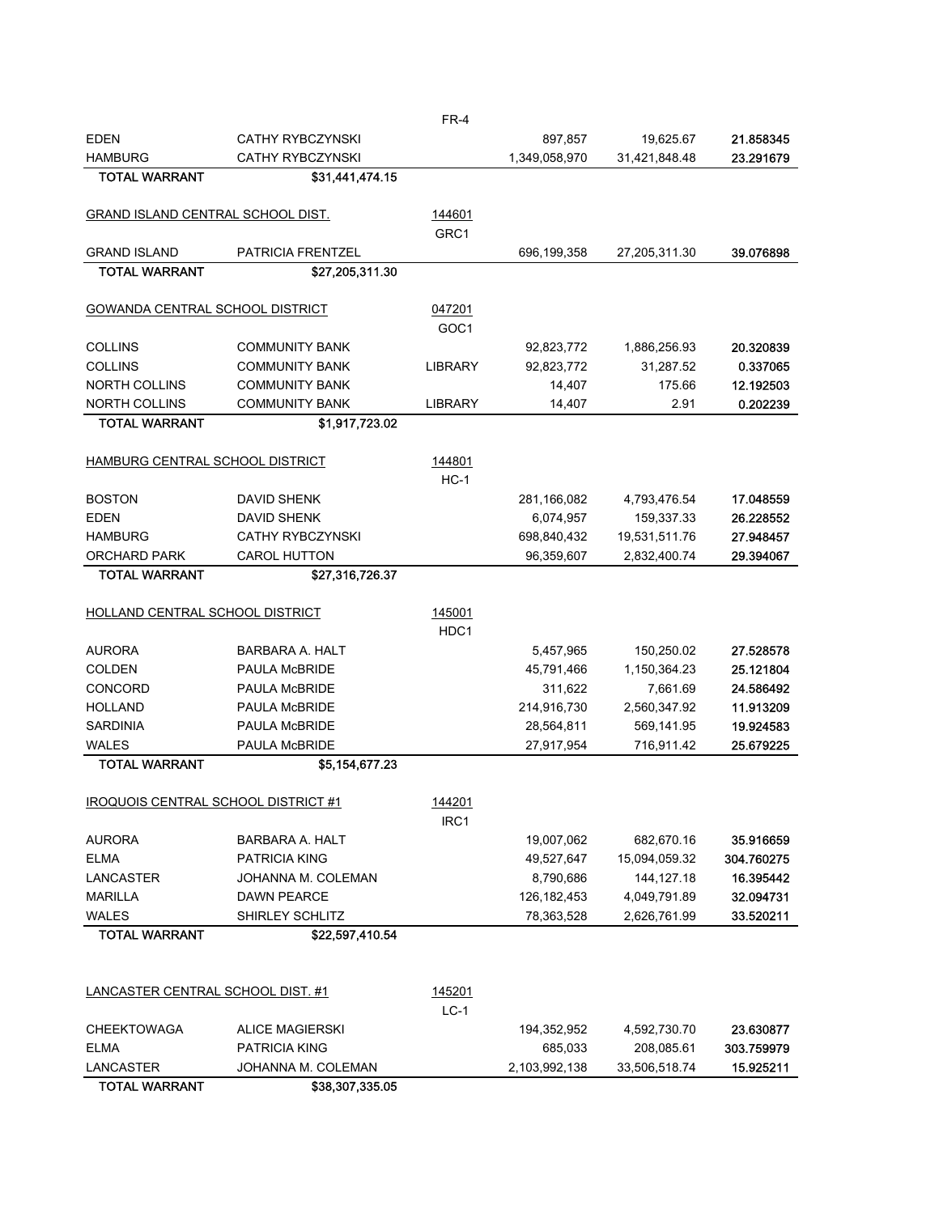| | | FR-4 | | | |
|---|---|---|---|---|---|
| EDEN | CATHY RYBCZYNSKI | | 897,857 | 19,625.67 | 21.858345 |
| HAMBURG | CATHY RYBCZYNSKI | | 1,349,058,970 | 31,421,848.48 | 23.291679 |
| **TOTAL WARRANT** | **$31,441,474.15** | | | | |

| GRAND ISLAND CENTRAL SCHOOL DIST. | | 144601 GRC1 | | | |
|---|---|---|---|---|---|
| GRAND ISLAND | PATRICIA FRENTZEL | | 696,199,358 | 27,205,311.30 | 39.076898 |
| **TOTAL WARRANT** | **$27,205,311.30** | | | | |

| GOWANDA CENTRAL SCHOOL DISTRICT | | 047201 GOC1 | | | |
|---|---|---|---|---|---|
| COLLINS | COMMUNITY BANK | | 92,823,772 | 1,886,256.93 | 20.320839 |
| COLLINS | COMMUNITY BANK | LIBRARY | 92,823,772 | 31,287.52 | 0.337065 |
| NORTH COLLINS | COMMUNITY BANK | | 14,407 | 175.66 | 12.192503 |
| NORTH COLLINS | COMMUNITY BANK | LIBRARY | 14,407 | 2.91 | 0.202239 |
| **TOTAL WARRANT** | **$1,917,723.02** | | | | |

| HAMBURG CENTRAL SCHOOL DISTRICT | | 144801 HC-1 | | | |
|---|---|---|---|---|---|
| BOSTON | DAVID SHENK | | 281,166,082 | 4,793,476.54 | 17.048559 |
| EDEN | DAVID SHENK | | 6,074,957 | 159,337.33 | 26.228552 |
| HAMBURG | CATHY RYBCZYNSKI | | 698,840,432 | 19,531,511.76 | 27.948457 |
| ORCHARD PARK | CAROL HUTTON | | 96,359,607 | 2,832,400.74 | 29.394067 |
| **TOTAL WARRANT** | **$27,316,726.37** | | | | |

| HOLLAND CENTRAL SCHOOL DISTRICT | | 145001 HDC1 | | | |
|---|---|---|---|---|---|
| AURORA | BARBARA A. HALT | | 5,457,965 | 150,250.02 | 27.528578 |
| COLDEN | PAULA McBRIDE | | 45,791,466 | 1,150,364.23 | 25.121804 |
| CONCORD | PAULA McBRIDE | | 311,622 | 7,661.69 | 24.586492 |
| HOLLAND | PAULA McBRIDE | | 214,916,730 | 2,560,347.92 | 11.913209 |
| SARDINIA | PAULA McBRIDE | | 28,564,811 | 569,141.95 | 19.924583 |
| WALES | PAULA McBRIDE | | 27,917,954 | 716,911.42 | 25.679225 |
| **TOTAL WARRANT** | **$5,154,677.23** | | | | |

| IROQUOIS CENTRAL SCHOOL DISTRICT #1 | | 144201 IRC1 | | | |
|---|---|---|---|---|---|
| AURORA | BARBARA A. HALT | | 19,007,062 | 682,670.16 | 35.916659 |
| ELMA | PATRICIA KING | | 49,527,647 | 15,094,059.32 | 304.760275 |
| LANCASTER | JOHANNA M. COLEMAN | | 8,790,686 | 144,127.18 | 16.395442 |
| MARILLA | DAWN PEARCE | | 126,182,453 | 4,049,791.89 | 32.094731 |
| WALES | SHIRLEY SCHLITZ | | 78,363,528 | 2,626,761.99 | 33.520211 |
| **TOTAL WARRANT** | **$22,597,410.54** | | | | |

| LANCASTER CENTRAL SCHOOL DIST. #1 | | 145201 LC-1 | | | |
|---|---|---|---|---|---|
| CHEEKTOWAGA | ALICE MAGIERSKI | | 194,352,952 | 4,592,730.70 | 23.630877 |
| ELMA | PATRICIA KING | | 685,033 | 208,085.61 | 303.759979 |
| LANCASTER | JOHANNA M. COLEMAN | | 2,103,992,138 | 33,506,518.74 | 15.925211 |
| **TOTAL WARRANT** | **$38,307,335.05** | | | | |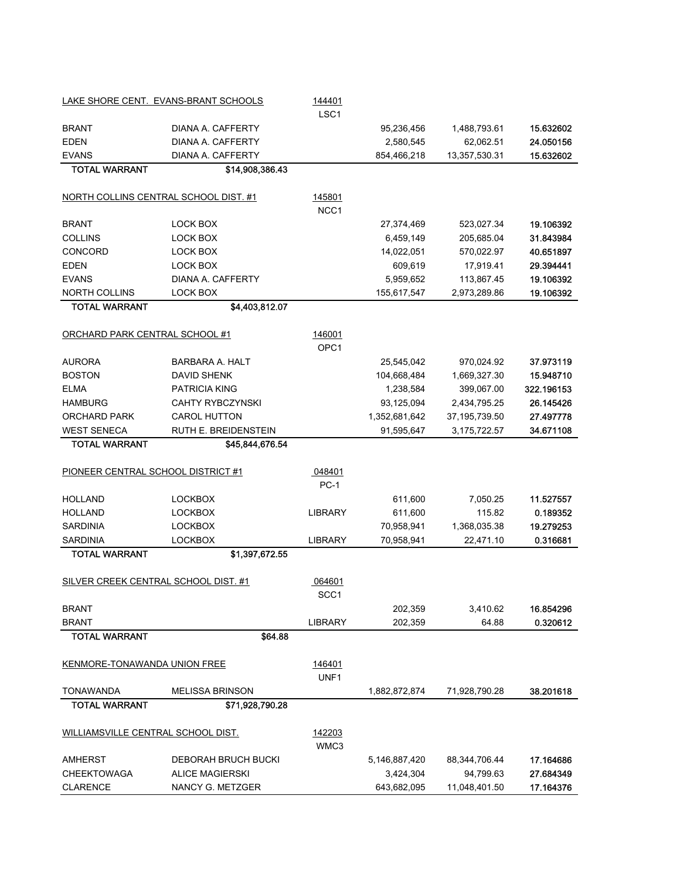| LAKE SHORE CENT. EVANS-BRANT SCHOOLS | | 144401 | | | |
|---|---|---|---|---|---|
| | | LSC1 | | | |
| BRANT | DIANA A. CAFFERTY | | 95,236,456 | 1,488,793.61 | 15.632602 |
| EDEN | DIANA A. CAFFERTY | | 2,580,545 | 62,062.51 | 24.050156 |
| EVANS | DIANA A. CAFFERTY | | 854,466,218 | 13,357,530.31 | 15.632602 |
| TOTAL WARRANT | $14,908,386.43 | | | | |

| NORTH COLLINS CENTRAL SCHOOL DIST. #1 | | 145801 | | | |
|---|---|---|---|---|---|
| | | NCC1 | | | |
| BRANT | LOCK BOX | | 27,374,469 | 523,027.34 | 19.106392 |
| COLLINS | LOCK BOX | | 6,459,149 | 205,685.04 | 31.843984 |
| CONCORD | LOCK BOX | | 14,022,051 | 570,022.97 | 40.651897 |
| EDEN | LOCK BOX | | 609,619 | 17,919.41 | 29.394441 |
| EVANS | DIANA A. CAFFERTY | | 5,959,652 | 113,867.45 | 19.106392 |
| NORTH COLLINS | LOCK BOX | | 155,617,547 | 2,973,289.86 | 19.106392 |
| TOTAL WARRANT | $4,403,812.07 | | | | |

| ORCHARD PARK CENTRAL SCHOOL #1 | | 146001 | | | |
|---|---|---|---|---|---|
| | | OPC1 | | | |
| AURORA | BARBARA A. HALT | | 25,545,042 | 970,024.92 | 37.973119 |
| BOSTON | DAVID SHENK | | 104,668,484 | 1,669,327.30 | 15.948710 |
| ELMA | PATRICIA KING | | 1,238,584 | 399,067.00 | 322.196153 |
| HAMBURG | CAHTY RYBCZYNSKI | | 93,125,094 | 2,434,795.25 | 26.145426 |
| ORCHARD PARK | CAROL HUTTON | | 1,352,681,642 | 37,195,739.50 | 27.497778 |
| WEST SENECA | RUTH E. BREIDENSTEIN | | 91,595,647 | 3,175,722.57 | 34.671108 |
| TOTAL WARRANT | $45,844,676.54 | | | | |

| PIONEER CENTRAL SCHOOL DISTRICT #1 | | 048401 | | | |
|---|---|---|---|---|---|
| | | PC-1 | | | |
| HOLLAND | LOCKBOX | | 611,600 | 7,050.25 | 11.527557 |
| HOLLAND | LOCKBOX | LIBRARY | 611,600 | 115.82 | 0.189352 |
| SARDINIA | LOCKBOX | | 70,958,941 | 1,368,035.38 | 19.279253 |
| SARDINIA | LOCKBOX | LIBRARY | 70,958,941 | 22,471.10 | 0.316681 |
| TOTAL WARRANT | $1,397,672.55 | | | | |

| SILVER CREEK CENTRAL SCHOOL DIST. #1 | | 064601 | | | |
|---|---|---|---|---|---|
| | | SCC1 | | | |
| BRANT | | | 202,359 | 3,410.62 | 16.854296 |
| BRANT | | LIBRARY | 202,359 | 64.88 | 0.320612 |
| TOTAL WARRANT | $64.88 | | | | |

| KENMORE-TONAWANDA UNION FREE | | 146401 | | | |
|---|---|---|---|---|---|
| | | UNF1 | | | |
| TONAWANDA | MELISSA BRINSON | | 1,882,872,874 | 71,928,790.28 | 38.201618 |
| TOTAL WARRANT | $71,928,790.28 | | | | |

| WILLIAMSVILLE CENTRAL SCHOOL DIST. | | 142203 | | | |
|---|---|---|---|---|---|
| | | WMC3 | | | |
| AMHERST | DEBORAH BRUCH BUCKI | | 5,146,887,420 | 88,344,706.44 | 17.164686 |
| CHEEKTOWAGA | ALICE MAGIERSKI | | 3,424,304 | 94,799.63 | 27.684349 |
| CLARENCE | NANCY G. METZGER | | 643,682,095 | 11,048,401.50 | 17.164376 |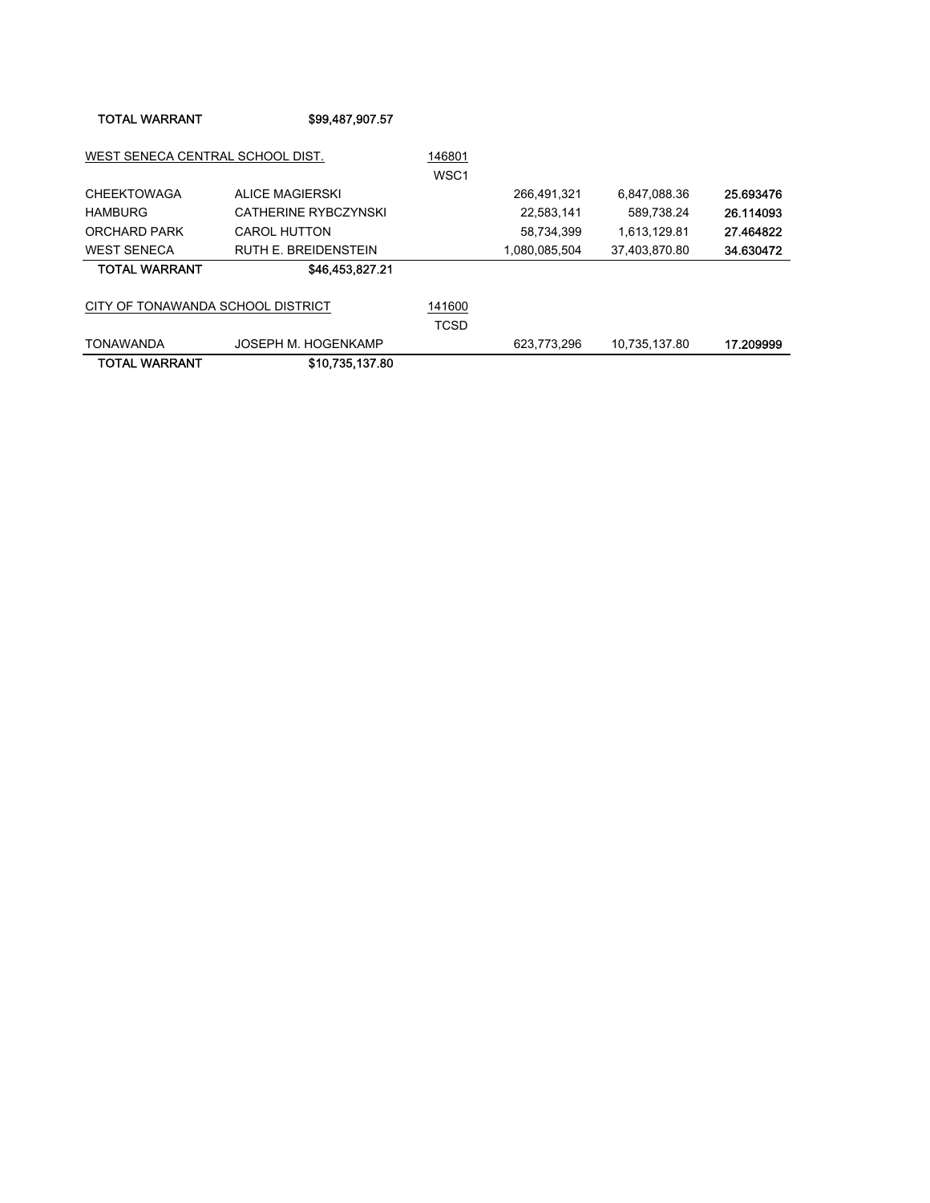| | | | | | |
|---|---|---|---|---|---|
| **TOTAL WARRANT** | **$99,487,907.57** | | | | |
| WEST SENECA CENTRAL SCHOOL DIST. | | 146801 | | | |
| | | WSC1 | | | |
| CHEEKTOWAGA | ALICE MAGIERSKI | | 266,491,321 | 6,847,088.36 | 25.693476 |
| HAMBURG | CATHERINE RYBCZYNSKI | | 22,583,141 | 589,738.24 | 26.114093 |
| ORCHARD PARK | CAROL HUTTON | | 58,734,399 | 1,613,129.81 | 27.464822 |
| WEST SENECA | RUTH E. BREIDENSTEIN | | 1,080,085,504 | 37,403,870.80 | 34.630472 |
| **TOTAL WARRANT** | **$46,453,827.21** | | | | |
| CITY OF TONAWANDA SCHOOL DISTRICT | | 141600 | | | |
| | | TCSD | | | |
| TONAWANDA | JOSEPH M. HOGENKAMP | | 623,773,296 | 10,735,137.80 | 17.209999 |
| **TOTAL WARRANT** | **$10,735,137.80** | | | | |